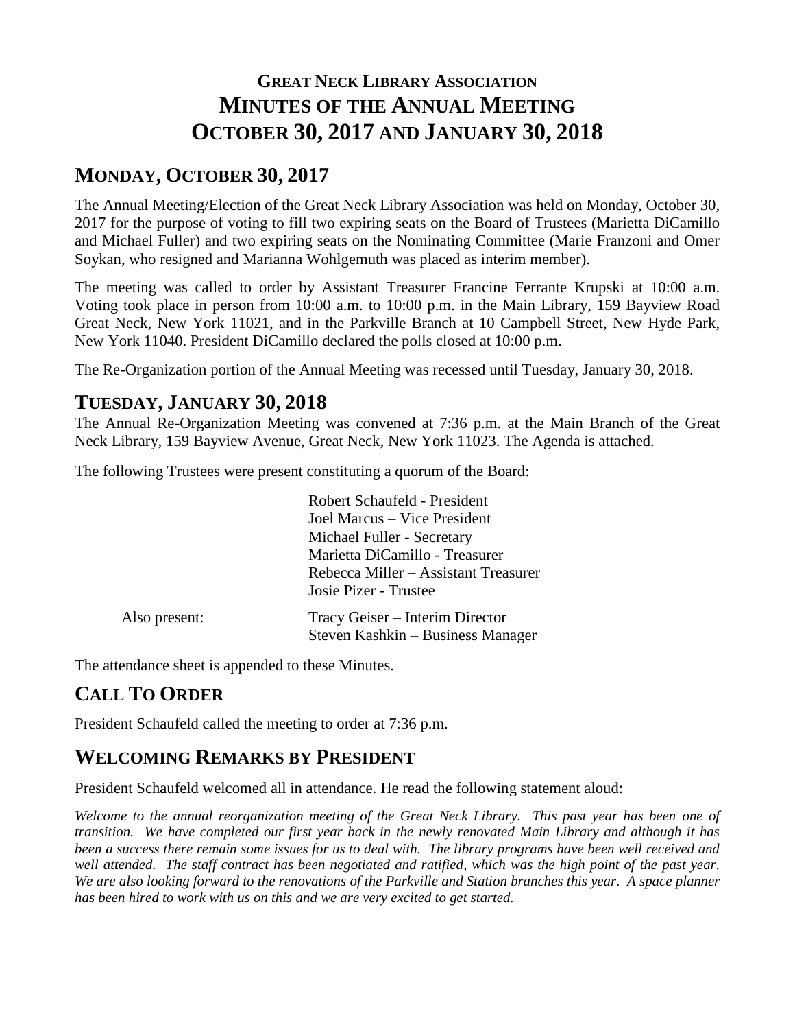# GREAT NECK LIBRARY ASSOCIATION
# MINUTES OF THE ANNUAL MEETING
# OCTOBER 30, 2017 AND JANUARY 30, 2018

## MONDAY, OCTOBER 30, 2017

The Annual Meeting/Election of the Great Neck Library Association was held on Monday, October 30, 2017 for the purpose of voting to fill two expiring seats on the Board of Trustees (Marietta DiCamillo and Michael Fuller) and two expiring seats on the Nominating Committee (Marie Franzoni and Omer Soykan, who resigned and Marianna Wohlgemuth was placed as interim member).

The meeting was called to order by Assistant Treasurer Francine Ferrante Krupski at 10:00 a.m. Voting took place in person from 10:00 a.m. to 10:00 p.m. in the Main Library, 159 Bayview Road Great Neck, New York 11021, and in the Parkville Branch at 10 Campbell Street, New Hyde Park, New York 11040. President DiCamillo declared the polls closed at 10:00 p.m.

The Re-Organization portion of the Annual Meeting was recessed until Tuesday, January 30, 2018.

## TUESDAY, JANUARY 30, 2018

The Annual Re-Organization Meeting was convened at 7:36 p.m. at the Main Branch of the Great Neck Library, 159 Bayview Avenue, Great Neck, New York 11023. The Agenda is attached.

The following Trustees were present constituting a quorum of the Board:

Robert Schaufeld - President
Joel Marcus – Vice President
Michael Fuller - Secretary
Marietta DiCamillo - Treasurer
Rebecca Miller – Assistant Treasurer
Josie Pizer - Trustee

Also present:

Tracy Geiser – Interim Director
Steven Kashkin – Business Manager

The attendance sheet is appended to these Minutes.

## CALL TO ORDER

President Schaufeld called the meeting to order at 7:36 p.m.

## WELCOMING REMARKS BY PRESIDENT

President Schaufeld welcomed all in attendance. He read the following statement aloud:

*Welcome to the annual reorganization meeting of the Great Neck Library. This past year has been one of transition. We have completed our first year back in the newly renovated Main Library and although it has been a success there remain some issues for us to deal with. The library programs have been well received and well attended. The staff contract has been negotiated and ratified, which was the high point of the past year. We are also looking forward to the renovations of the Parkville and Station branches this year. A space planner has been hired to work with us on this and we are very excited to get started.*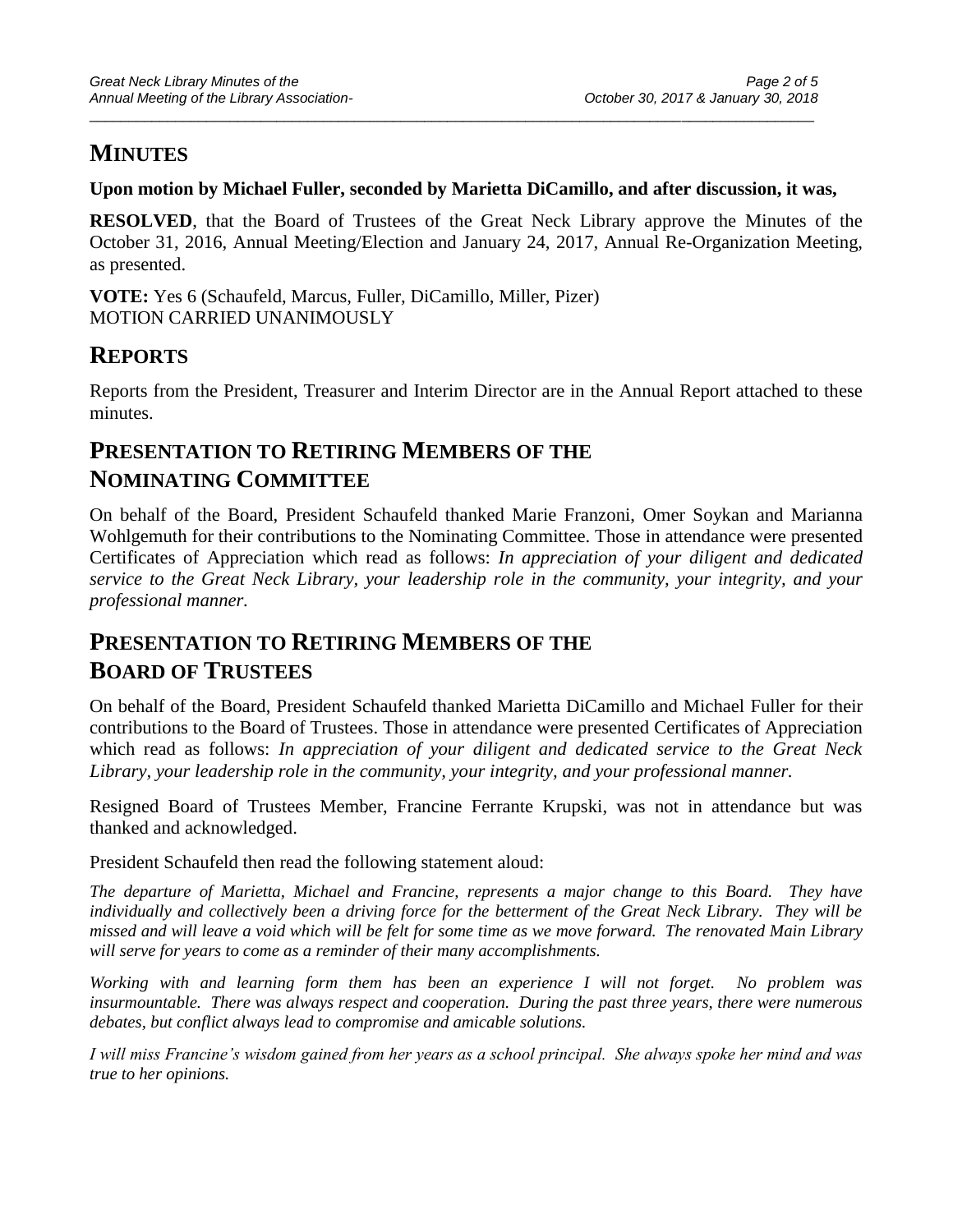## MINUTES

**Upon motion by Michael Fuller, seconded by Marietta DiCamillo, and after discussion, it was,**

**RESOLVED**, that the Board of Trustees of the Great Neck Library approve the Minutes of the October 31, 2016, Annual Meeting/Election and January 24, 2017, Annual Re-Organization Meeting, as presented.

**VOTE:** Yes 6 (Schaufeld, Marcus, Fuller, DiCamillo, Miller, Pizer)
MOTION CARRIED UNANIMOUSLY

## REPORTS

Reports from the President, Treasurer and Interim Director are in the Annual Report attached to these minutes.

## PRESENTATION TO RETIRING MEMBERS OF THE NOMINATING COMMITTEE

On behalf of the Board, President Schaufeld thanked Marie Franzoni, Omer Soykan and Marianna Wohlgemuth for their contributions to the Nominating Committee. Those in attendance were presented Certificates of Appreciation which read as follows: *In appreciation of your diligent and dedicated service to the Great Neck Library, your leadership role in the community, your integrity, and your professional manner.*

## PRESENTATION TO RETIRING MEMBERS OF THE BOARD OF TRUSTEES

On behalf of the Board, President Schaufeld thanked Marietta DiCamillo and Michael Fuller for their contributions to the Board of Trustees. Those in attendance were presented Certificates of Appreciation which read as follows: *In appreciation of your diligent and dedicated service to the Great Neck Library, your leadership role in the community, your integrity, and your professional manner.*

Resigned Board of Trustees Member, Francine Ferrante Krupski, was not in attendance but was thanked and acknowledged.

President Schaufeld then read the following statement aloud:

*The departure of Marietta, Michael and Francine, represents a major change to this Board. They have individually and collectively been a driving force for the betterment of the Great Neck Library. They will be missed and will leave a void which will be felt for some time as we move forward. The renovated Main Library will serve for years to come as a reminder of their many accomplishments.*

*Working with and learning form them has been an experience I will not forget. No problem was insurmountable. There was always respect and cooperation. During the past three years, there were numerous debates, but conflict always lead to compromise and amicable solutions.*

*I will miss Francine's wisdom gained from her years as a school principal. She always spoke her mind and was true to her opinions.*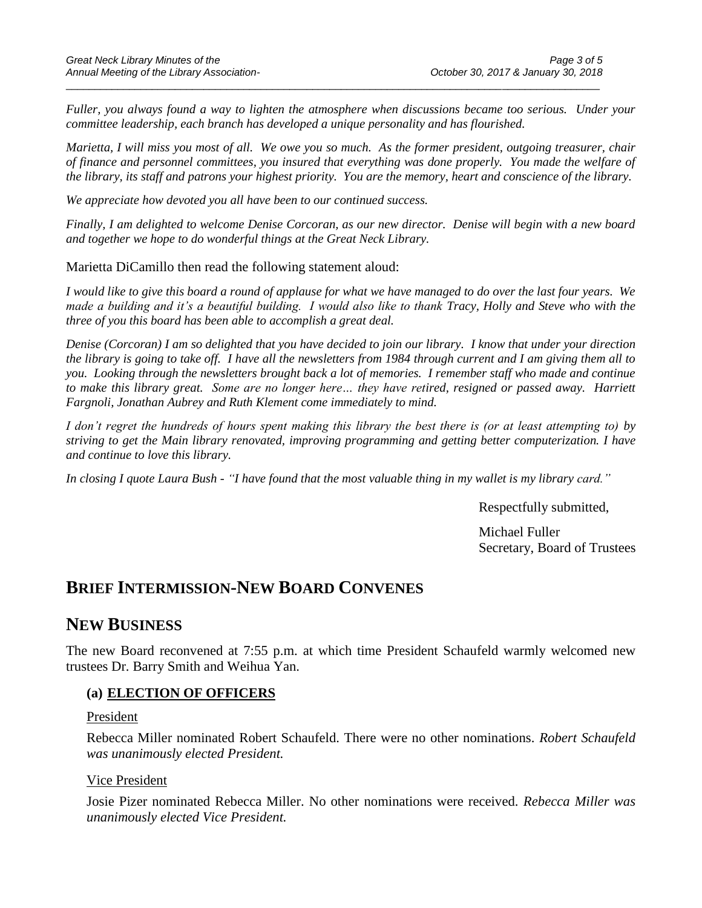*Fuller, you always found a way to lighten the atmosphere when discussions became too serious. Under your committee leadership, each branch has developed a unique personality and has flourished.*

*Marietta, I will miss you most of all. We owe you so much. As the former president, outgoing treasurer, chair of finance and personnel committees, you insured that everything was done properly. You made the welfare of the library, its staff and patrons your highest priority. You are the memory, heart and conscience of the library.*

*We appreciate how devoted you all have been to our continued success.*

*Finally, I am delighted to welcome Denise Corcoran, as our new director. Denise will begin with a new board and together we hope to do wonderful things at the Great Neck Library.*

Marietta DiCamillo then read the following statement aloud:

*I would like to give this board a round of applause for what we have managed to do over the last four years. We made a building and it's a beautiful building. I would also like to thank Tracy, Holly and Steve who with the three of you this board has been able to accomplish a great deal.*

*Denise (Corcoran) I am so delighted that you have decided to join our library. I know that under your direction the library is going to take off. I have all the newsletters from 1984 through current and I am giving them all to you. Looking through the newsletters brought back a lot of memories. I remember staff who made and continue to make this library great. Some are no longer here… they have retired, resigned or passed away. Harriett Fargnoli, Jonathan Aubrey and Ruth Klement come immediately to mind.*

*I don't regret the hundreds of hours spent making this library the best there is (or at least attempting to) by striving to get the Main library renovated, improving programming and getting better computerization. I have and continue to love this library.*

*In closing I quote Laura Bush - "I have found that the most valuable thing in my wallet is my library card."*

Respectfully submitted,

Michael Fuller
Secretary, Board of Trustees

## BRIEF INTERMISSION-NEW BOARD CONVENES

## NEW BUSINESS

The new Board reconvened at 7:55 p.m. at which time President Schaufeld warmly welcomed new trustees Dr. Barry Smith and Weihua Yan.

### (a) ELECTION OF OFFICERS

President

Rebecca Miller nominated Robert Schaufeld. There were no other nominations. *Robert Schaufeld was unanimously elected President.*

Vice President

Josie Pizer nominated Rebecca Miller. No other nominations were received. *Rebecca Miller was unanimously elected Vice President.*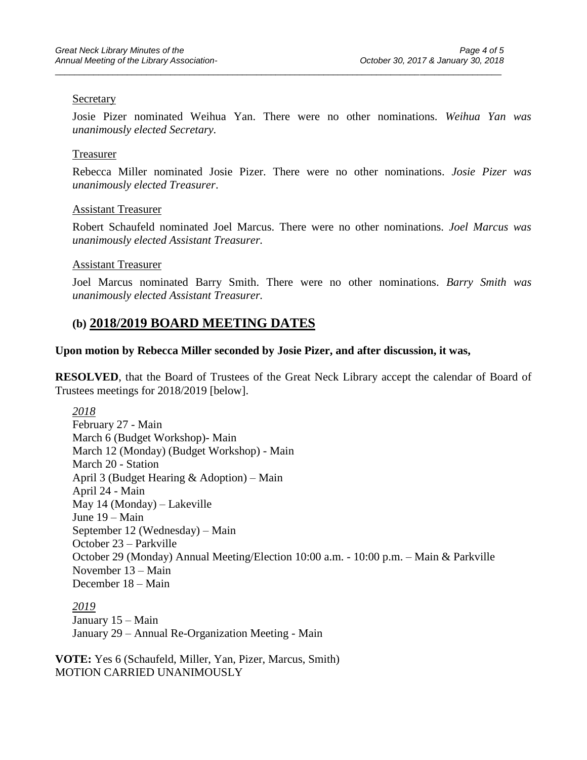Secretary

Josie Pizer nominated Weihua Yan. There were no other nominations. *Weihua Yan was unanimously elected Secretary.*

Treasurer

Rebecca Miller nominated Josie Pizer. There were no other nominations. *Josie Pizer was unanimously elected Treasurer*.

Assistant Treasurer

Robert Schaufeld nominated Joel Marcus. There were no other nominations. *Joel Marcus was unanimously elected Assistant Treasurer.*

Assistant Treasurer

Joel Marcus nominated Barry Smith. There were no other nominations. *Barry Smith was unanimously elected Assistant Treasurer.*

## (b) 2018/2019 BOARD MEETING DATES

**Upon motion by Rebecca Miller seconded by Josie Pizer, and after discussion, it was,**

**RESOLVED**, that the Board of Trustees of the Great Neck Library accept the calendar of Board of Trustees meetings for 2018/2019 [below].

*2018*

February 27 - Main
March 6 (Budget Workshop)- Main
March 12 (Monday) (Budget Workshop) - Main
March 20 - Station
April 3 (Budget Hearing & Adoption) – Main
April 24 - Main
May 14 (Monday) – Lakeville
June 19 – Main
September 12 (Wednesday) – Main
October 23 – Parkville
October 29 (Monday) Annual Meeting/Election 10:00 a.m. - 10:00 p.m. – Main & Parkville
November 13 – Main
December 18 – Main

*2019*

January 15 – Main
January 29 – Annual Re-Organization Meeting - Main

**VOTE:** Yes 6 (Schaufeld, Miller, Yan, Pizer, Marcus, Smith)
MOTION CARRIED UNANIMOUSLY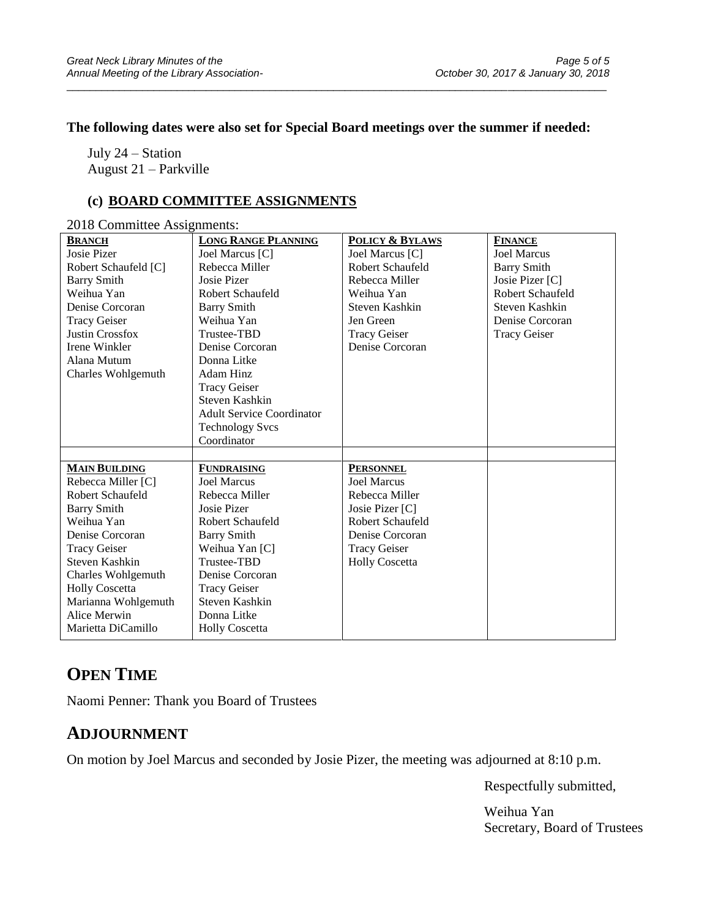**The following dates were also set for Special Board meetings over the summer if needed:**

July 24 – Station
August 21 – Parkville

### (c) BOARD COMMITTEE ASSIGNMENTS

2018 Committee Assignments:

| **BRANCH** | **LONG RANGE PLANNING** | **POLICY & BYLAWS** | **FINANCE** |
|---|---|---|---|
| Josie Pizer | Joel Marcus [C] | Joel Marcus [C] | Joel Marcus |
| Robert Schaufeld [C] | Rebecca Miller | Robert Schaufeld | Barry Smith |
| Barry Smith | Josie Pizer | Rebecca Miller | Josie Pizer [C] |
| Weihua Yan | Robert Schaufeld | Weihua Yan | Robert Schaufeld |
| Denise Corcoran | Barry Smith | Steven Kashkin | Steven Kashkin |
| Tracy Geiser | Weihua Yan | Jen Green | Denise Corcoran |
| Justin Crossfox | Trustee-TBD | Tracy Geiser | Tracy Geiser |
| Irene Winkler | Denise Corcoran | Denise Corcoran | |
| Alana Mutum | Donna Litke | | |
| Charles Wohlgemuth | Adam Hinz | | |
| | Tracy Geiser | | |
| | Steven Kashkin | | |
| | Adult Service Coordinator | | |
| | Technology Svcs Coordinator | | |
| | | | |
| **MAIN BUILDING** | **FUNDRAISING** | **PERSONNEL** | |
| Rebecca Miller [C] | Joel Marcus | Joel Marcus | |
| Robert Schaufeld | Rebecca Miller | Rebecca Miller | |
| Barry Smith | Josie Pizer | Josie Pizer [C] | |
| Weihua Yan | Robert Schaufeld | Robert Schaufeld | |
| Denise Corcoran | Barry Smith | Denise Corcoran | |
| Tracy Geiser | Weihua Yan [C] | Tracy Geiser | |
| Steven Kashkin | Trustee-TBD | Holly Coscetta | |
| Charles Wohlgemuth | Denise Corcoran | | |
| Holly Coscetta | Tracy Geiser | | |
| Marianna Wohlgemuth | Steven Kashkin | | |
| Alice Merwin | Donna Litke | | |
| Marietta DiCamillo | Holly Coscetta | | |

## OPEN TIME

Naomi Penner: Thank you Board of Trustees

## ADJOURNMENT

On motion by Joel Marcus and seconded by Josie Pizer, the meeting was adjourned at 8:10 p.m.

Respectfully submitted,

Weihua Yan
Secretary, Board of Trustees